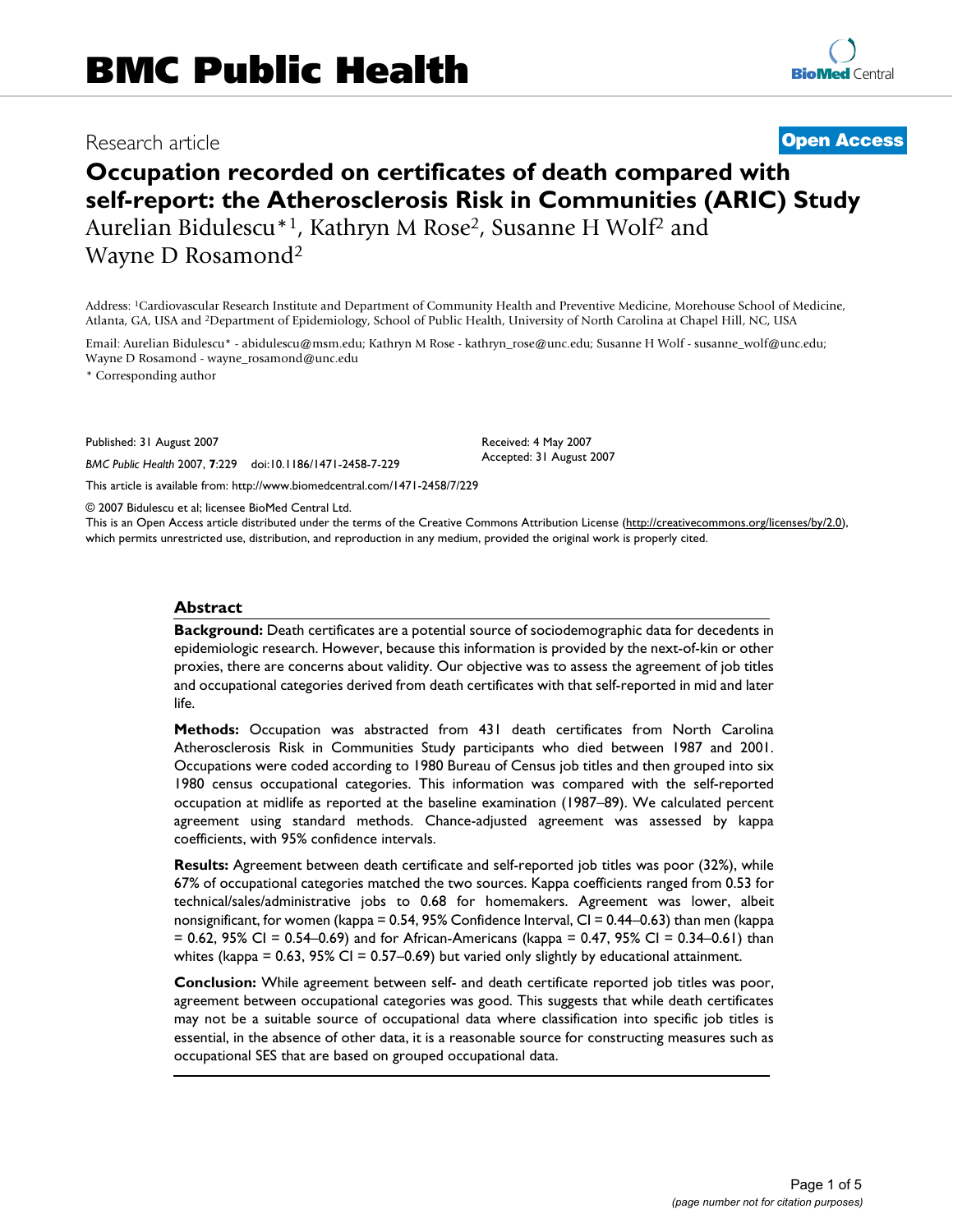# Occupation recorded on certificates of death compared with self-report: the Atherosclerosis Risk in Communities (ARIC) Study

Research article

**Open Access**

Aurelian Bidulescu*[1], Kathryn M Rose[2], Susanne H Wolf[2] and Wayne D Rosamond[2]

Address: [1]Cardiovascular Research Institute and Department of Community Health and Preventive Medicine, Morehouse School of Medicine, Atlanta, GA, USA and [2]Department of Epidemiology, School of Public Health, University of North Carolina at Chapel Hill, NC, USA

Email: Aurelian Bidulescu* - abidulescu@msm.edu; Kathryn M Rose - kathryn_rose@unc.edu; Susanne H Wolf - susanne_wolf@unc.edu; Wayne D Rosamond - wayne_rosamond@unc.edu

* Corresponding author

Published: 31 August 2007

*BMC Public Health* 2007, **7**:229 doi:10.1186/1471-2458-7-229

Received: 4 May 2007
Accepted: 31 August 2007

This article is available from: http://www.biomedcentral.com/1471-2458/7/229

© 2007 Bidulescu et al; licensee BioMed Central Ltd.

This is an Open Access article distributed under the terms of the Creative Commons Attribution License (http://creativecommons.org/licenses/by/2.0), which permits unrestricted use, distribution, and reproduction in any medium, provided the original work is properly cited.

## Abstract

**Background:** Death certificates are a potential source of sociodemographic data for decedents in epidemiologic research. However, because this information is provided by the next-of-kin or other proxies, there are concerns about validity. Our objective was to assess the agreement of job titles and occupational categories derived from death certificates with that self-reported in mid and later life.

**Methods:** Occupation was abstracted from 431 death certificates from North Carolina Atherosclerosis Risk in Communities Study participants who died between 1987 and 2001. Occupations were coded according to 1980 Bureau of Census job titles and then grouped into six 1980 census occupational categories. This information was compared with the self-reported occupation at midlife as reported at the baseline examination (1987–89). We calculated percent agreement using standard methods. Chance-adjusted agreement was assessed by kappa coefficients, with 95% confidence intervals.

**Results:** Agreement between death certificate and self-reported job titles was poor (32%), while 67% of occupational categories matched the two sources. Kappa coefficients ranged from 0.53 for technical/sales/administrative jobs to 0.68 for homemakers. Agreement was lower, albeit nonsignificant, for women (kappa = 0.54, 95% Confidence Interval, CI = 0.44–0.63) than men (kappa = 0.62, 95% CI = 0.54–0.69) and for African-Americans (kappa = 0.47, 95% CI = 0.34–0.61) than whites (kappa = 0.63, 95% CI = 0.57–0.69) but varied only slightly by educational attainment.

**Conclusion:** While agreement between self- and death certificate reported job titles was poor, agreement between occupational categories was good. This suggests that while death certificates may not be a suitable source of occupational data where classification into specific job titles is essential, in the absence of other data, it is a reasonable source for constructing measures such as occupational SES that are based on grouped occupational data.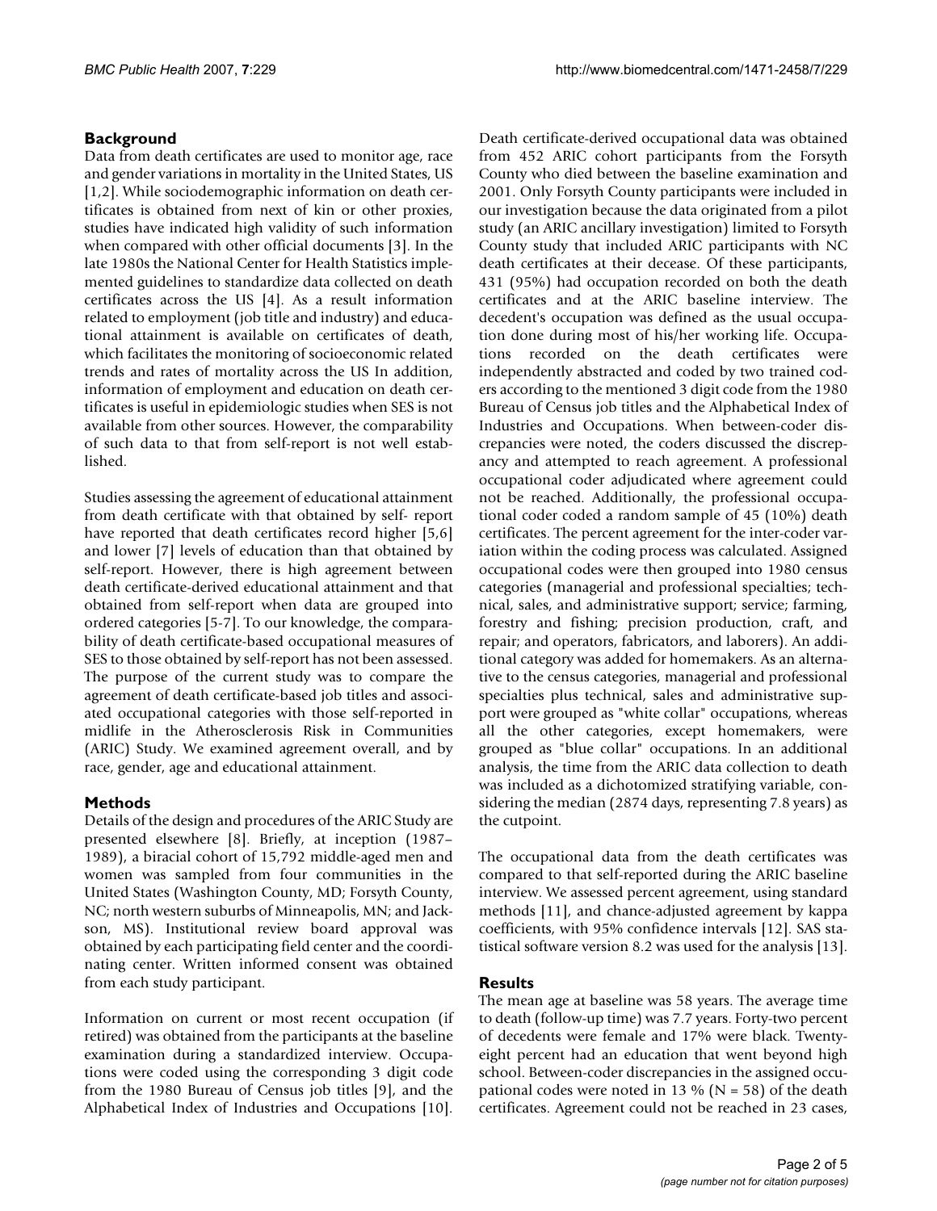## Background

Data from death certificates are used to monitor age, race and gender variations in mortality in the United States, US [1,2]. While sociodemographic information on death certificates is obtained from next of kin or other proxies, studies have indicated high validity of such information when compared with other official documents [3]. In the late 1980s the National Center for Health Statistics implemented guidelines to standardize data collected on death certificates across the US [4]. As a result information related to employment (job title and industry) and educational attainment is available on certificates of death, which facilitates the monitoring of socioeconomic related trends and rates of mortality across the US In addition, information of employment and education on death certificates is useful in epidemiologic studies when SES is not available from other sources. However, the comparability of such data to that from self-report is not well established.

Studies assessing the agreement of educational attainment from death certificate with that obtained by self- report have reported that death certificates record higher [5,6] and lower [7] levels of education than that obtained by self-report. However, there is high agreement between death certificate-derived educational attainment and that obtained from self-report when data are grouped into ordered categories [5-7]. To our knowledge, the comparability of death certificate-based occupational measures of SES to those obtained by self-report has not been assessed. The purpose of the current study was to compare the agreement of death certificate-based job titles and associated occupational categories with those self-reported in midlife in the Atherosclerosis Risk in Communities (ARIC) Study. We examined agreement overall, and by race, gender, age and educational attainment.

## Methods

Details of the design and procedures of the ARIC Study are presented elsewhere [8]. Briefly, at inception (1987–1989), a biracial cohort of 15,792 middle-aged men and women was sampled from four communities in the United States (Washington County, MD; Forsyth County, NC; north western suburbs of Minneapolis, MN; and Jackson, MS). Institutional review board approval was obtained by each participating field center and the coordinating center. Written informed consent was obtained from each study participant.

Information on current or most recent occupation (if retired) was obtained from the participants at the baseline examination during a standardized interview. Occupations were coded using the corresponding 3 digit code from the 1980 Bureau of Census job titles [9], and the Alphabetical Index of Industries and Occupations [10].

Death certificate-derived occupational data was obtained from 452 ARIC cohort participants from the Forsyth County who died between the baseline examination and 2001. Only Forsyth County participants were included in our investigation because the data originated from a pilot study (an ARIC ancillary investigation) limited to Forsyth County study that included ARIC participants with NC death certificates at their decease. Of these participants, 431 (95%) had occupation recorded on both the death certificates and at the ARIC baseline interview. The decedent's occupation was defined as the usual occupation done during most of his/her working life. Occupations recorded on the death certificates were independently abstracted and coded by two trained coders according to the mentioned 3 digit code from the 1980 Bureau of Census job titles and the Alphabetical Index of Industries and Occupations. When between-coder discrepancies were noted, the coders discussed the discrepancy and attempted to reach agreement. A professional occupational coder adjudicated where agreement could not be reached. Additionally, the professional occupational coder coded a random sample of 45 (10%) death certificates. The percent agreement for the inter-coder variation within the coding process was calculated. Assigned occupational codes were then grouped into 1980 census categories (managerial and professional specialties; technical, sales, and administrative support; service; farming, forestry and fishing; precision production, craft, and repair; and operators, fabricators, and laborers). An additional category was added for homemakers. As an alternative to the census categories, managerial and professional specialties plus technical, sales and administrative support were grouped as "white collar" occupations, whereas all the other categories, except homemakers, were grouped as "blue collar" occupations. In an additional analysis, the time from the ARIC data collection to death was included as a dichotomized stratifying variable, considering the median (2874 days, representing 7.8 years) as the cutpoint.

The occupational data from the death certificates was compared to that self-reported during the ARIC baseline interview. We assessed percent agreement, using standard methods [11], and chance-adjusted agreement by kappa coefficients, with 95% confidence intervals [12]. SAS statistical software version 8.2 was used for the analysis [13].

## Results

The mean age at baseline was 58 years. The average time to death (follow-up time) was 7.7 years. Forty-two percent of decedents were female and 17% were black. Twenty-eight percent had an education that went beyond high school. Between-coder discrepancies in the assigned occupational codes were noted in 13 % (N = 58) of the death certificates. Agreement could not be reached in 23 cases,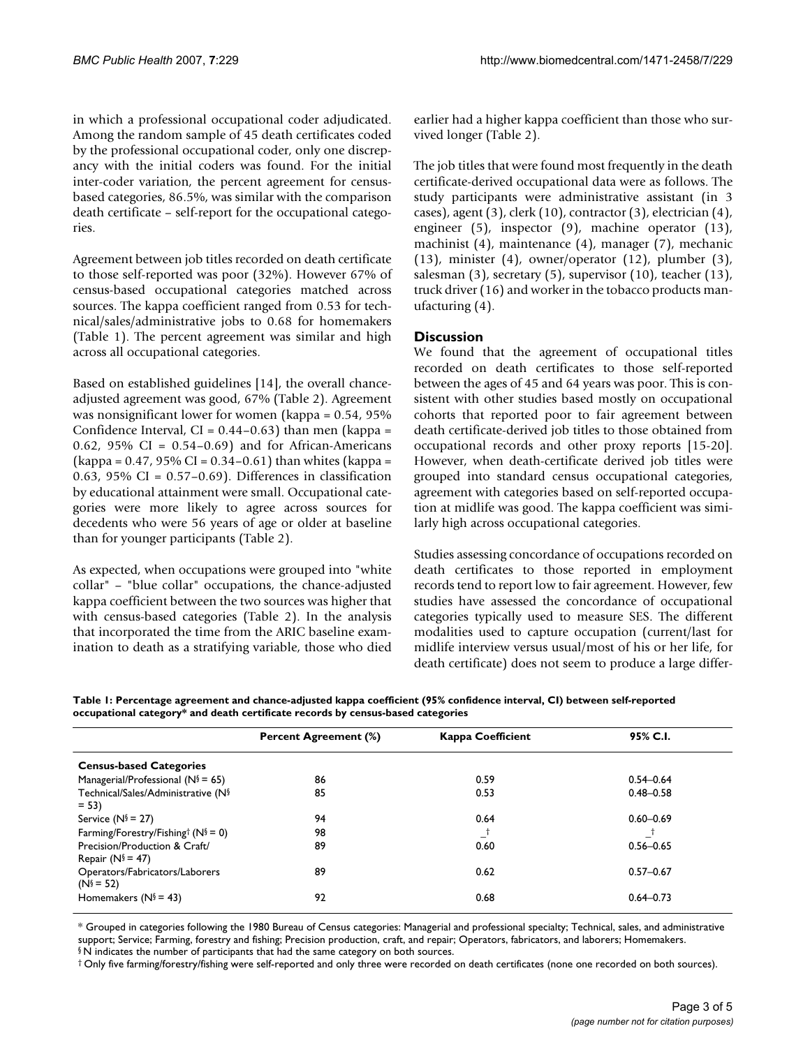in which a professional occupational coder adjudicated. Among the random sample of 45 death certificates coded by the professional occupational coder, only one discrepancy with the initial coders was found. For the initial inter-coder variation, the percent agreement for census-based categories, 86.5%, was similar with the comparison death certificate – self-report for the occupational categories.

Agreement between job titles recorded on death certificate to those self-reported was poor (32%). However 67% of census-based occupational categories matched across sources. The kappa coefficient ranged from 0.53 for technical/sales/administrative jobs to 0.68 for homemakers (Table 1). The percent agreement was similar and high across all occupational categories.

Based on established guidelines [14], the overall chance-adjusted agreement was good, 67% (Table 2). Agreement was nonsignificant lower for women (kappa = 0.54, 95% Confidence Interval, CI = 0.44–0.63) than men (kappa = 0.62, 95% CI = 0.54–0.69) and for African-Americans (kappa = 0.47, 95% CI = 0.34–0.61) than whites (kappa = 0.63, 95% CI = 0.57–0.69). Differences in classification by educational attainment were small. Occupational categories were more likely to agree across sources for decedents who were 56 years of age or older at baseline than for younger participants (Table 2).

As expected, when occupations were grouped into "white collar" – "blue collar" occupations, the chance-adjusted kappa coefficient between the two sources was higher that with census-based categories (Table 2). In the analysis that incorporated the time from the ARIC baseline examination to death as a stratifying variable, those who died earlier had a higher kappa coefficient than those who survived longer (Table 2).

The job titles that were found most frequently in the death certificate-derived occupational data were as follows. The study participants were administrative assistant (in 3 cases), agent (3), clerk (10), contractor (3), electrician (4), engineer (5), inspector (9), machine operator (13), machinist (4), maintenance (4), manager (7), mechanic (13), minister (4), owner/operator (12), plumber (3), salesman (3), secretary (5), supervisor (10), teacher (13), truck driver (16) and worker in the tobacco products manufacturing (4).

## Discussion

We found that the agreement of occupational titles recorded on death certificates to those self-reported between the ages of 45 and 64 years was poor. This is consistent with other studies based mostly on occupational cohorts that reported poor to fair agreement between death certificate-derived job titles to those obtained from occupational records and other proxy reports [15-20]. However, when death-certificate derived job titles were grouped into standard census occupational categories, agreement with categories based on self-reported occupation at midlife was good. The kappa coefficient was similarly high across occupational categories.

Studies assessing concordance of occupations recorded on death certificates to those reported in employment records tend to report low to fair agreement. However, few studies have assessed the concordance of occupational categories typically used to measure SES. The different modalities used to capture occupation (current/last for midlife interview versus usual/most of his or her life, for death certificate) does not seem to produce a large differ-

**Table 1: Percentage agreement and chance-adjusted kappa coefficient (95% confidence interval, CI) between self-reported occupational category* and death certificate records by census-based categories**

| | Percent Agreement (%) | Kappa Coefficient | 95% C.I. |
|---|---|---|---|
| **Census-based Categories** | | | |
| Managerial/Professional (N§ = 65) | 86 | 0.59 | 0.54–0.64 |
| Technical/Sales/Administrative (N§ = 53) | 85 | 0.53 | 0.48–0.58 |
| Service (N§ = 27) | 94 | 0.64 | 0.60–0.69 |
| Farming/Forestry/Fishing† (N§ = 0) | 98 | _† | _† |
| Precision/Production & Craft/ Repair (N§ = 47) | 89 | 0.60 | 0.56–0.65 |
| Operators/Fabricators/Laborers (N§ = 52) | 89 | 0.62 | 0.57–0.67 |
| Homemakers (N§ = 43) | 92 | 0.68 | 0.64–0.73 |

* Grouped in categories following the 1980 Bureau of Census categories: Managerial and professional specialty; Technical, sales, and administrative support; Service; Farming, forestry and fishing; Precision production, craft, and repair; Operators, fabricators, and laborers; Homemakers.
§ N indicates the number of participants that had the same category on both sources.
† Only five farming/forestry/fishing were self-reported and only three were recorded on death certificates (none one recorded on both sources).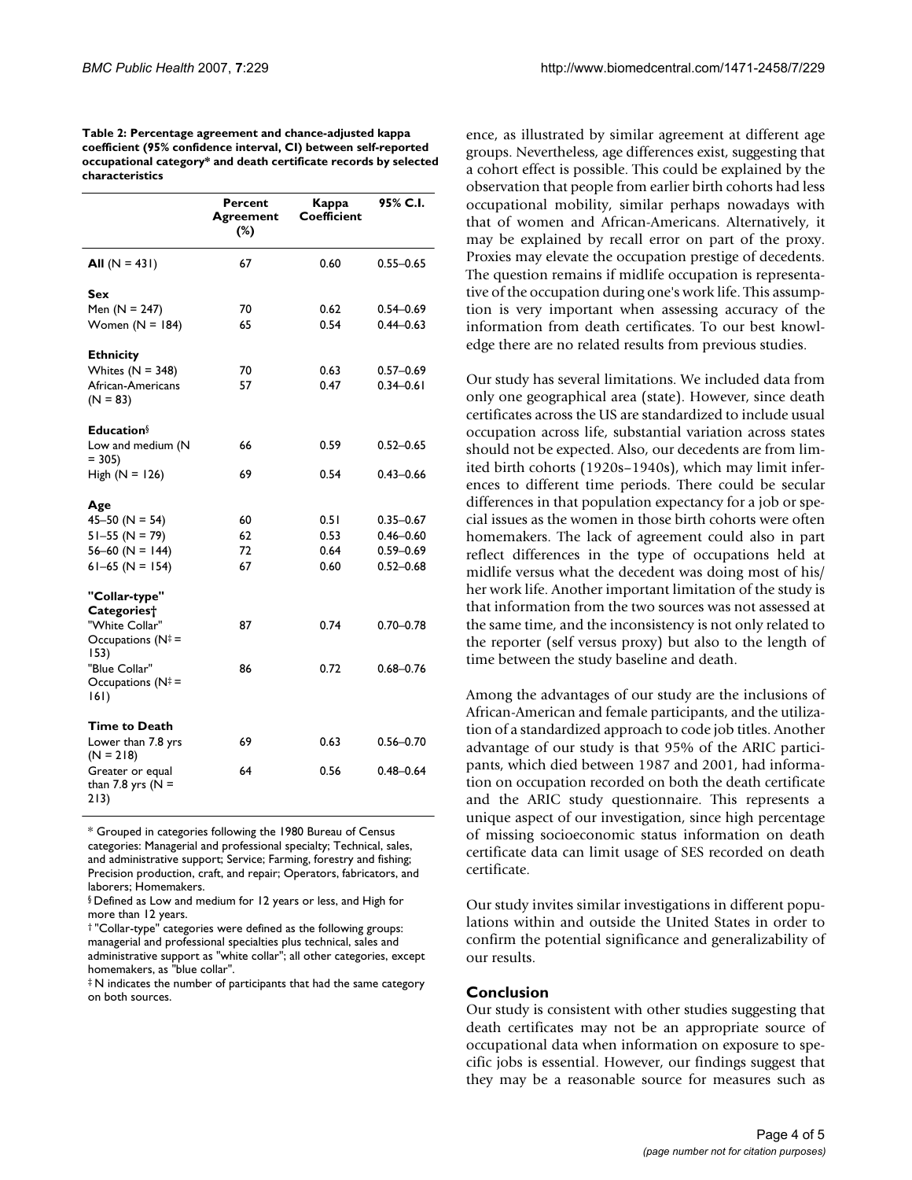**Table 2: Percentage agreement and chance-adjusted kappa coefficient (95% confidence interval, CI) between self-reported occupational category* and death certificate records by selected characteristics**

| | Percent Agreement (%) | Kappa Coefficient | 95% C.I. |
|---|---|---|---|
| **All** (N = 431) | 67 | 0.60 | 0.55–0.65 |
| **Sex** | | | |
| Men (N = 247) | 70 | 0.62 | 0.54–0.69 |
| Women (N = 184) | 65 | 0.54 | 0.44–0.63 |
| **Ethnicity** | | | |
| Whites (N = 348) | 70 | 0.63 | 0.57–0.69 |
| African-Americans (N = 83) | 57 | 0.47 | 0.34–0.61 |
| **Education**§ | | | |
| Low and medium (N = 305) | 66 | 0.59 | 0.52–0.65 |
| High (N = 126) | 69 | 0.54 | 0.43–0.66 |
| **Age** | | | |
| 45–50 (N = 54) | 60 | 0.51 | 0.35–0.67 |
| 51–55 (N = 79) | 62 | 0.53 | 0.46–0.60 |
| 56–60 (N = 144) | 72 | 0.64 | 0.59–0.69 |
| 61–65 (N = 154) | 67 | 0.60 | 0.52–0.68 |
| **"Collar-type" Categories**† | | | |
| "White Collar" Occupations (N‡ = 153) | 87 | 0.74 | 0.70–0.78 |
| "Blue Collar" Occupations (N‡ = 161) | 86 | 0.72 | 0.68–0.76 |
| **Time to Death** | | | |
| Lower than 7.8 yrs (N = 218) | 69 | 0.63 | 0.56–0.70 |
| Greater or equal than 7.8 yrs (N = 213) | 64 | 0.56 | 0.48–0.64 |

* Grouped in categories following the 1980 Bureau of Census categories: Managerial and professional specialty; Technical, sales, and administrative support; Service; Farming, forestry and fishing; Precision production, craft, and repair; Operators, fabricators, and laborers; Homemakers.

§ Defined as Low and medium for 12 years or less, and High for more than 12 years.

† "Collar-type" categories were defined as the following groups: managerial and professional specialties plus technical, sales and administrative support as "white collar"; all other categories, except homemakers, as "blue collar".

‡ N indicates the number of participants that had the same category on both sources.

ence, as illustrated by similar agreement at different age groups. Nevertheless, age differences exist, suggesting that a cohort effect is possible. This could be explained by the observation that people from earlier birth cohorts had less occupational mobility, similar perhaps nowadays with that of women and African-Americans. Alternatively, it may be explained by recall error on part of the proxy. Proxies may elevate the occupation prestige of decedents. The question remains if midlife occupation is representative of the occupation during one's work life. This assumption is very important when assessing accuracy of the information from death certificates. To our best knowledge there are no related results from previous studies.

Our study has several limitations. We included data from only one geographical area (state). However, since death certificates across the US are standardized to include usual occupation across life, substantial variation across states should not be expected. Also, our decedents are from limited birth cohorts (1920s–1940s), which may limit inferences to different time periods. There could be secular differences in that population expectancy for a job or special issues as the women in those birth cohorts were often homemakers. The lack of agreement could also in part reflect differences in the type of occupations held at midlife versus what the decedent was doing most of his/her work life. Another important limitation of the study is that information from the two sources was not assessed at the same time, and the inconsistency is not only related to the reporter (self versus proxy) but also to the length of time between the study baseline and death.

Among the advantages of our study are the inclusions of African-American and female participants, and the utilization of a standardized approach to code job titles. Another advantage of our study is that 95% of the ARIC participants, which died between 1987 and 2001, had information on occupation recorded on both the death certificate and the ARIC study questionnaire. This represents a unique aspect of our investigation, since high percentage of missing socioeconomic status information on death certificate data can limit usage of SES recorded on death certificate.

Our study invites similar investigations in different populations within and outside the United States in order to confirm the potential significance and generalizability of our results.

## Conclusion

Our study is consistent with other studies suggesting that death certificates may not be an appropriate source of occupational data when information on exposure to specific jobs is essential. However, our findings suggest that they may be a reasonable source for measures such as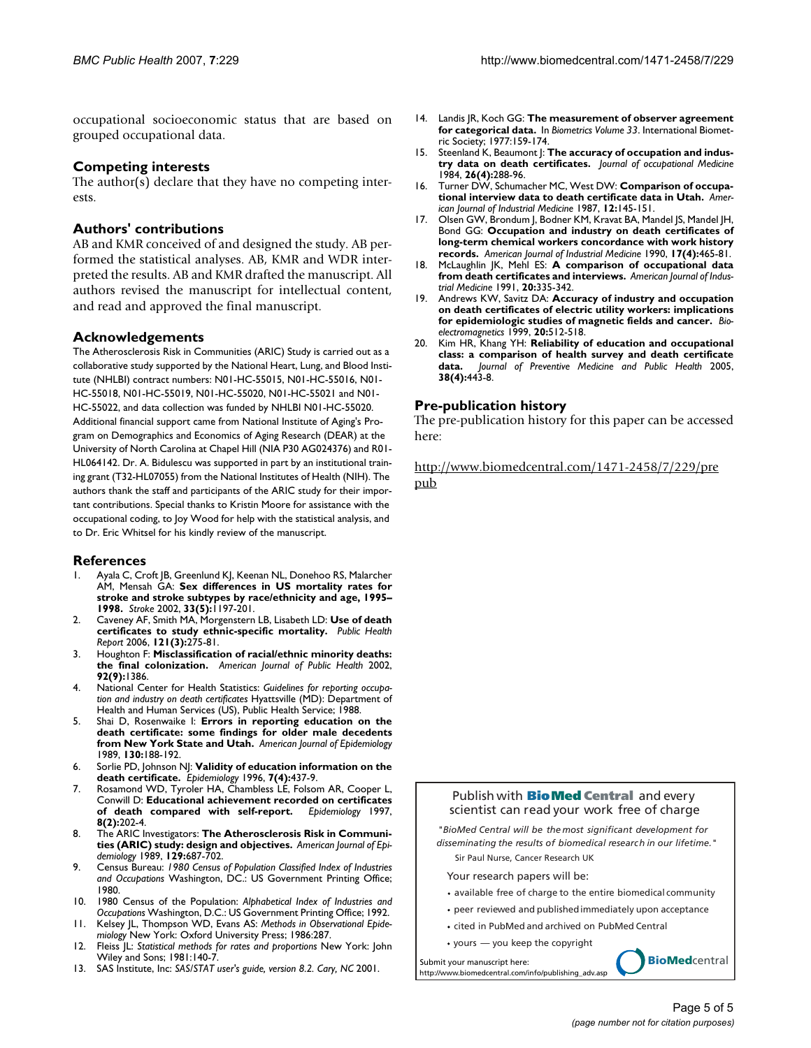occupational socioeconomic status that are based on grouped occupational data.

## Competing interests

The author(s) declare that they have no competing interests.

## Authors' contributions

AB and KMR conceived of and designed the study. AB performed the statistical analyses. AB, KMR and WDR interpreted the results. AB and KMR drafted the manuscript. All authors revised the manuscript for intellectual content, and read and approved the final manuscript.

## Acknowledgements

The Atherosclerosis Risk in Communities (ARIC) Study is carried out as a collaborative study supported by the National Heart, Lung, and Blood Institute (NHLBI) contract numbers: N01-HC-55015, N01-HC-55016, N01-HC-55018, N01-HC-55019, N01-HC-55020, N01-HC-55021 and N01-HC-55022, and data collection was funded by NHLBI N01-HC-55020. Additional financial support came from National Institute of Aging's Program on Demographics and Economics of Aging Research (DEAR) at the University of North Carolina at Chapel Hill (NIA P30 AG024376) and R01-HL064142. Dr. A. Bidulescu was supported in part by an institutional training grant (T32-HL07055) from the National Institutes of Health (NIH). The authors thank the staff and participants of the ARIC study for their important contributions. Special thanks to Kristin Moore for assistance with the occupational coding, to Joy Wood for help with the statistical analysis, and to Dr. Eric Whitsel for his kindly review of the manuscript.

## References

1. Ayala C, Croft JB, Greenlund KJ, Keenan NL, Donehoo RS, Malarcher AM, Mensah GA: **Sex differences in US mortality rates for stroke and stroke subtypes by race/ethnicity and age, 1995–1998.** *Stroke* 2002, **33(5):**1197-201.
2. Caveney AF, Smith MA, Morgenstern LB, Lisabeth LD: **Use of death certificates to study ethnic-specific mortality.** *Public Health Report* 2006, **121(3):**275-81.
3. Houghton F: **Misclassification of racial/ethnic minority deaths: the final colonization.** *American Journal of Public Health* 2002, **92(9):**1386.
4. National Center for Health Statistics: *Guidelines for reporting occupation and industry on death certificates* Hyattsville (MD): Department of Health and Human Services (US), Public Health Service; 1988.
5. Shai D, Rosenwaike I: **Errors in reporting education on the death certificate: some findings for older male decedents from New York State and Utah.** *American Journal of Epidemiology* 1989, **130:**188-192.
6. Sorlie PD, Johnson NJ: **Validity of education information on the death certificate.** *Epidemiology* 1996, **7(4):**437-9.
7. Rosamond WD, Tyroler HA, Chambless LE, Folsom AR, Cooper L, Conwill D: **Educational achievement recorded on certificates of death compared with self-report.** *Epidemiology* 1997, **8(2):**202-4.
8. The ARIC Investigators: **The Atherosclerosis Risk in Communities (ARIC) study: design and objectives.** *American Journal of Epidemiology* 1989, **129:**687-702.
9. Census Bureau: *1980 Census of Population Classified Index of Industries and Occupations* Washington, DC.: US Government Printing Office; 1980.
10. 1980 Census of the Population: *Alphabetical Index of Industries and Occupations* Washington, D.C.: US Government Printing Office; 1992.
11. Kelsey JL, Thompson WD, Evans AS: *Methods in Observational Epidemiology* New York: Oxford University Press; 1986:287.
12. Fleiss JL: *Statistical methods for rates and proportions* New York: John Wiley and Sons; 1981:140-7.
13. SAS Institute, Inc: *SAS/STAT user's guide, version 8.2. Cary, NC* 2001.
14. Landis JR, Koch GG: **The measurement of observer agreement for categorical data.** In *Biometrics Volume 33*. International Biometric Society; 1977:159-174.
15. Steenland K, Beaumont J: **The accuracy of occupation and industry data on death certificates.** *Journal of occupational Medicine* 1984, **26(4):**288-96.
16. Turner DW, Schumacher MC, West DW: **Comparison of occupational interview data to death certificate data in Utah.** *American Journal of Industrial Medicine* 1987, **12:**145-151.
17. Olsen GW, Brondum J, Bodner KM, Kravat BA, Mandel JS, Mandel JH, Bond GG: **Occupation and industry on death certificates of long-term chemical workers concordance with work history records.** *American Journal of Industrial Medicine* 1990, **17(4):**465-81.
18. McLaughlin JK, Mehl ES: **A comparison of occupational data from death certificates and interviews.** *American Journal of Industrial Medicine* 1991, **20:**335-342.
19. Andrews KW, Savitz DA: **Accuracy of industry and occupation on death certificates of electric utility workers: implications for epidemiologic studies of magnetic fields and cancer.** *Bioelectromagnetics* 1999, **20:**512-518.
20. Kim HR, Khang YH: **Reliability of education and occupational class: a comparison of health survey and death certificate data.** *Journal of Preventive Medicine and Public Health* 2005, **38(4):**443-8.

## Pre-publication history

The pre-publication history for this paper can be accessed here:

http://www.biomedcentral.com/1471-2458/7/229/prepub

Publish with **BioMed Central** and every scientist can read your work free of charge

*"BioMed Central will be the most significant development for disseminating the results of biomedical research in our lifetime."*
Sir Paul Nurse, Cancer Research UK

Your research papers will be:

- available free of charge to the entire biomedical community
- peer reviewed and published immediately upon acceptance
- cited in PubMed and archived on PubMed Central
- yours — you keep the copyright

Submit your manuscript here:
http://www.biomedcentral.com/info/publishing_adv.asp

BioMedcentral